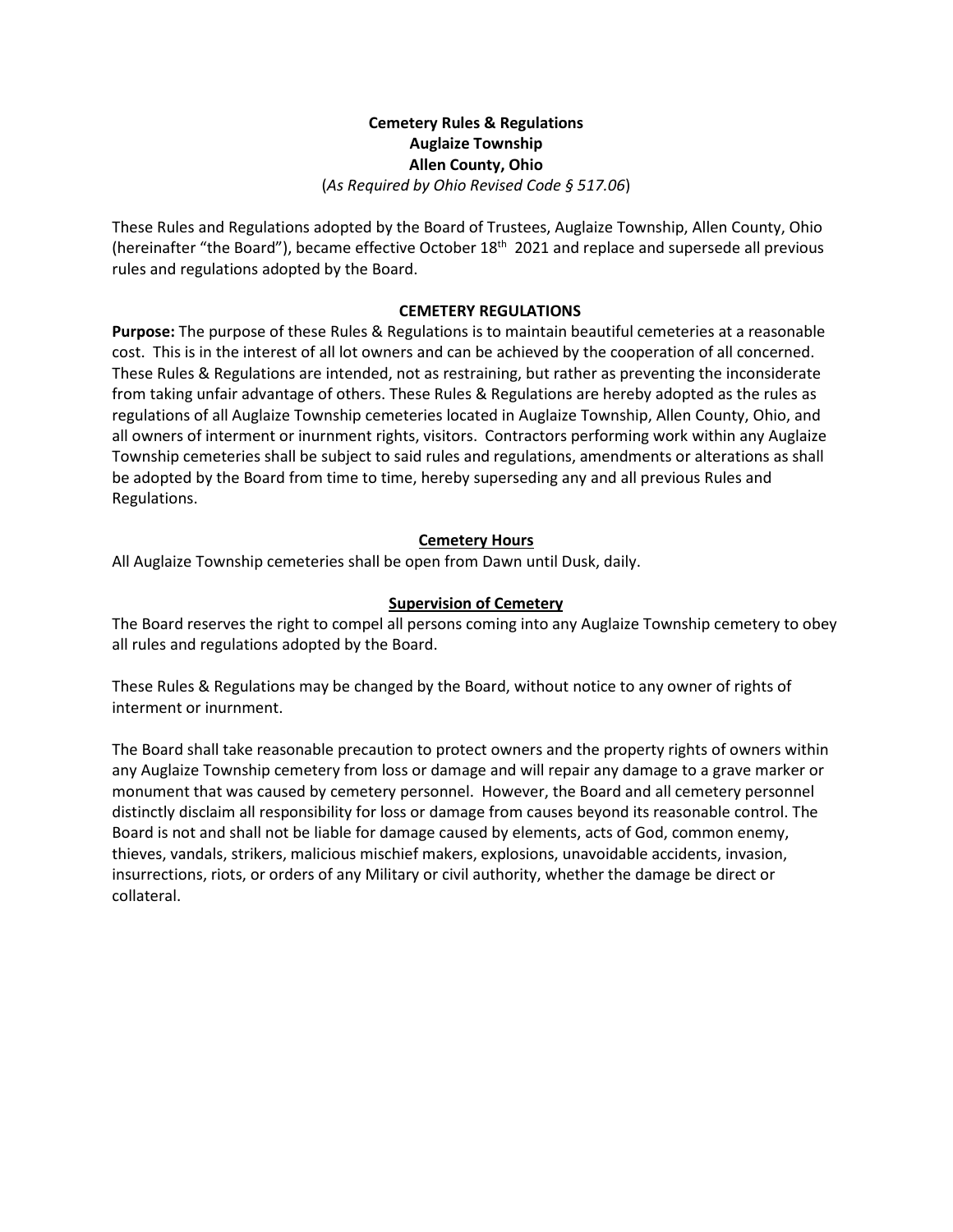**Cemetery Rules & Regulations**
**Auglaize Township**
**Allen County, Ohio**
(*As Required by Ohio Revised Code § 517.06*)

These Rules and Regulations adopted by the Board of Trustees, Auglaize Township, Allen County, Ohio (hereinafter "the Board"), became effective October 18th 2021 and replace and supersede all previous rules and regulations adopted by the Board.

## CEMETERY REGULATIONS

**Purpose:** The purpose of these Rules & Regulations is to maintain beautiful cemeteries at a reasonable cost. This is in the interest of all lot owners and can be achieved by the cooperation of all concerned. These Rules & Regulations are intended, not as restraining, but rather as preventing the inconsiderate from taking unfair advantage of others. These Rules & Regulations are hereby adopted as the rules as regulations of all Auglaize Township cemeteries located in Auglaize Township, Allen County, Ohio, and all owners of interment or inurnment rights, visitors. Contractors performing work within any Auglaize Township cemeteries shall be subject to said rules and regulations, amendments or alterations as shall be adopted by the Board from time to time, hereby superseding any and all previous Rules and Regulations.

### Cemetery Hours

All Auglaize Township cemeteries shall be open from Dawn until Dusk, daily.

### Supervision of Cemetery

The Board reserves the right to compel all persons coming into any Auglaize Township cemetery to obey all rules and regulations adopted by the Board.

These Rules & Regulations may be changed by the Board, without notice to any owner of rights of interment or inurnment.

The Board shall take reasonable precaution to protect owners and the property rights of owners within any Auglaize Township cemetery from loss or damage and will repair any damage to a grave marker or monument that was caused by cemetery personnel. However, the Board and all cemetery personnel distinctly disclaim all responsibility for loss or damage from causes beyond its reasonable control. The Board is not and shall not be liable for damage caused by elements, acts of God, common enemy, thieves, vandals, strikers, malicious mischief makers, explosions, unavoidable accidents, invasion, insurrections, riots, or orders of any Military or civil authority, whether the damage be direct or collateral.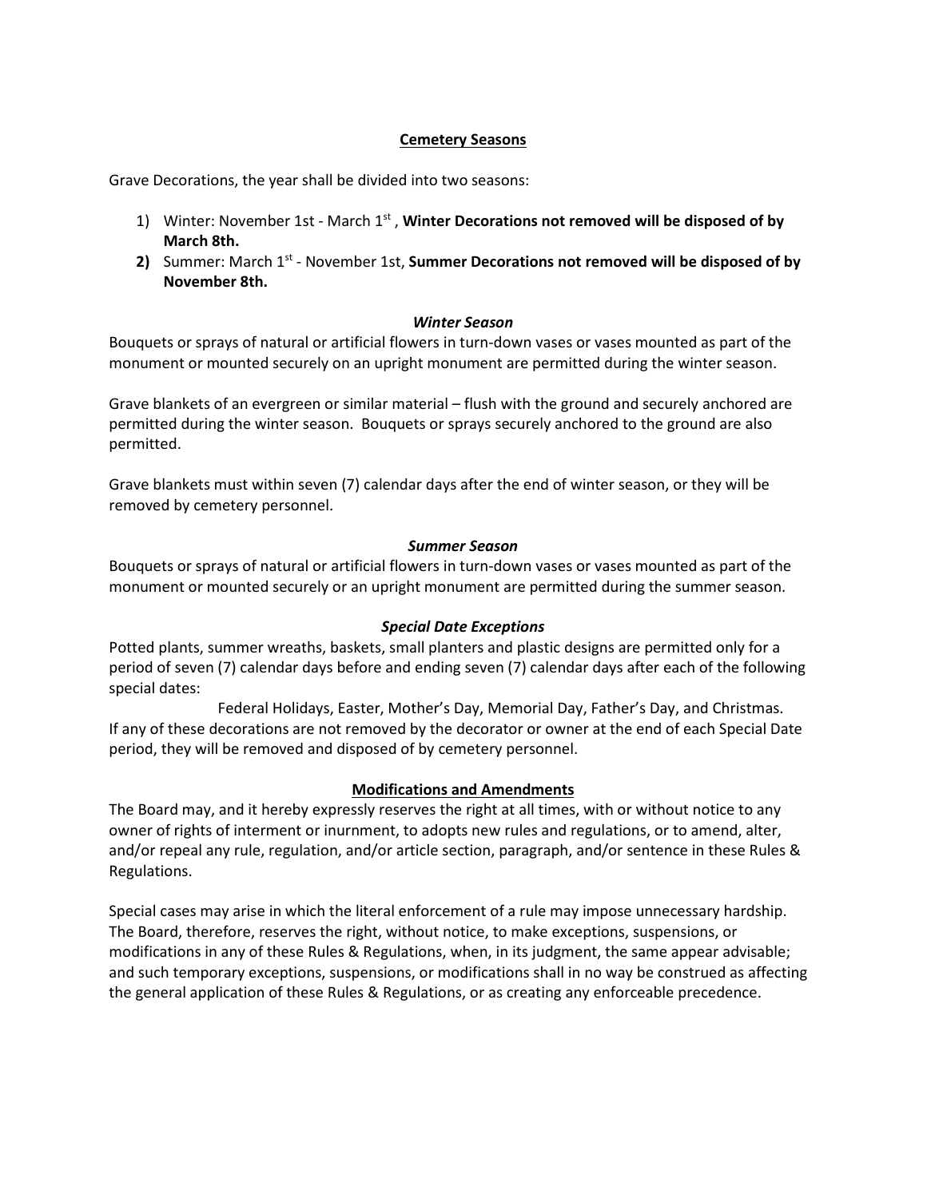## Cemetery Seasons

Grave Decorations, the year shall be divided into two seasons:

1) Winter: November 1st - March 1st , **Winter Decorations not removed will be disposed of by March 8th.**
2) Summer: March 1st - November 1st, **Summer Decorations not removed will be disposed of by November 8th.**

### *Winter Season*

Bouquets or sprays of natural or artificial flowers in turn-down vases or vases mounted as part of the monument or mounted securely on an upright monument are permitted during the winter season.

Grave blankets of an evergreen or similar material – flush with the ground and securely anchored are permitted during the winter season. Bouquets or sprays securely anchored to the ground are also permitted.

Grave blankets must within seven (7) calendar days after the end of winter season, or they will be removed by cemetery personnel.

### *Summer Season*

Bouquets or sprays of natural or artificial flowers in turn-down vases or vases mounted as part of the monument or mounted securely or an upright monument are permitted during the summer season.

### *Special Date Exceptions*

Potted plants, summer wreaths, baskets, small planters and plastic designs are permitted only for a period of seven (7) calendar days before and ending seven (7) calendar days after each of the following special dates:

Federal Holidays, Easter, Mother's Day, Memorial Day, Father's Day, and Christmas.

If any of these decorations are not removed by the decorator or owner at the end of each Special Date period, they will be removed and disposed of by cemetery personnel.

## Modifications and Amendments

The Board may, and it hereby expressly reserves the right at all times, with or without notice to any owner of rights of interment or inurnment, to adopts new rules and regulations, or to amend, alter, and/or repeal any rule, regulation, and/or article section, paragraph, and/or sentence in these Rules & Regulations.

Special cases may arise in which the literal enforcement of a rule may impose unnecessary hardship. The Board, therefore, reserves the right, without notice, to make exceptions, suspensions, or modifications in any of these Rules & Regulations, when, in its judgment, the same appear advisable; and such temporary exceptions, suspensions, or modifications shall in no way be construed as affecting the general application of these Rules & Regulations, or as creating any enforceable precedence.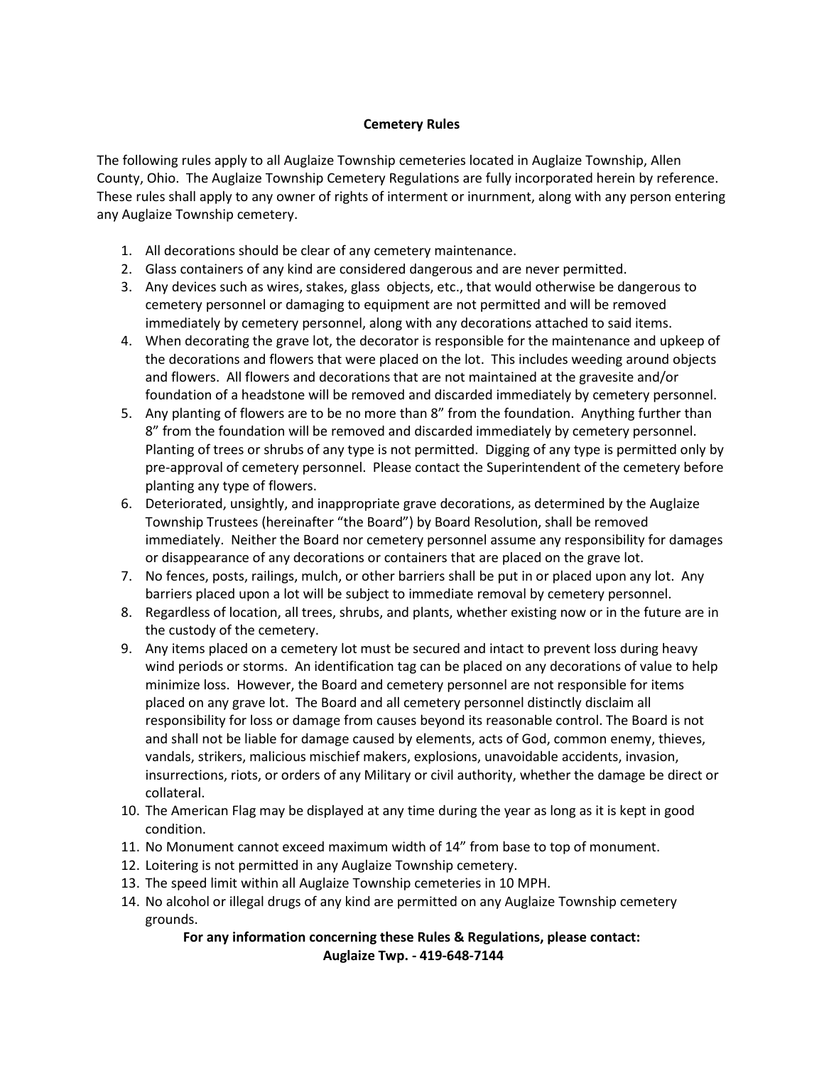**Cemetery Rules**

The following rules apply to all Auglaize Township cemeteries located in Auglaize Township, Allen County, Ohio. The Auglaize Township Cemetery Regulations are fully incorporated herein by reference. These rules shall apply to any owner of rights of interment or inurnment, along with any person entering any Auglaize Township cemetery.

1. All decorations should be clear of any cemetery maintenance.
2. Glass containers of any kind are considered dangerous and are never permitted.
3. Any devices such as wires, stakes, glass objects, etc., that would otherwise be dangerous to cemetery personnel or damaging to equipment are not permitted and will be removed immediately by cemetery personnel, along with any decorations attached to said items.
4. When decorating the grave lot, the decorator is responsible for the maintenance and upkeep of the decorations and flowers that were placed on the lot. This includes weeding around objects and flowers. All flowers and decorations that are not maintained at the gravesite and/or foundation of a headstone will be removed and discarded immediately by cemetery personnel.
5. Any planting of flowers are to be no more than 8" from the foundation. Anything further than 8" from the foundation will be removed and discarded immediately by cemetery personnel. Planting of trees or shrubs of any type is not permitted. Digging of any type is permitted only by pre-approval of cemetery personnel. Please contact the Superintendent of the cemetery before planting any type of flowers.
6. Deteriorated, unsightly, and inappropriate grave decorations, as determined by the Auglaize Township Trustees (hereinafter "the Board") by Board Resolution, shall be removed immediately. Neither the Board nor cemetery personnel assume any responsibility for damages or disappearance of any decorations or containers that are placed on the grave lot.
7. No fences, posts, railings, mulch, or other barriers shall be put in or placed upon any lot. Any barriers placed upon a lot will be subject to immediate removal by cemetery personnel.
8. Regardless of location, all trees, shrubs, and plants, whether existing now or in the future are in the custody of the cemetery.
9. Any items placed on a cemetery lot must be secured and intact to prevent loss during heavy wind periods or storms. An identification tag can be placed on any decorations of value to help minimize loss. However, the Board and cemetery personnel are not responsible for items placed on any grave lot. The Board and all cemetery personnel distinctly disclaim all responsibility for loss or damage from causes beyond its reasonable control. The Board is not and shall not be liable for damage caused by elements, acts of God, common enemy, thieves, vandals, strikers, malicious mischief makers, explosions, unavoidable accidents, invasion, insurrections, riots, or orders of any Military or civil authority, whether the damage be direct or collateral.
10. The American Flag may be displayed at any time during the year as long as it is kept in good condition.
11. No Monument cannot exceed maximum width of 14" from base to top of monument.
12. Loitering is not permitted in any Auglaize Township cemetery.
13. The speed limit within all Auglaize Township cemeteries in 10 MPH.
14. No alcohol or illegal drugs of any kind are permitted on any Auglaize Township cemetery grounds.

**For any information concerning these Rules & Regulations, please contact:**
**Auglaize Twp. - 419-648-7144**